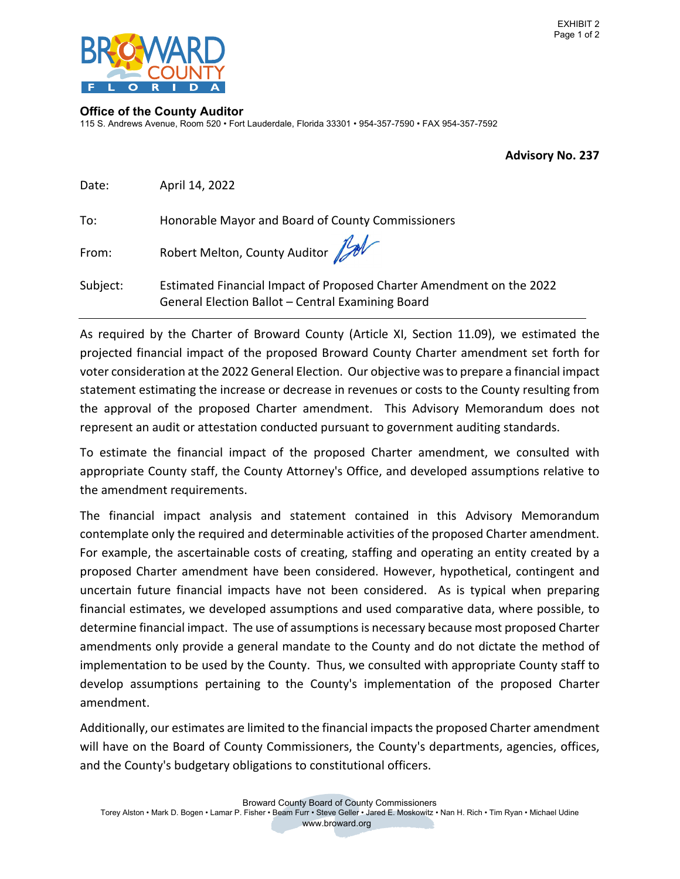**Office of the County Auditor**
115 S. Andrews Avenue, Room 520 • Fort Lauderdale, Florida 33301 • 954-357-7590 • FAX 954-357-7592

**Advisory No. 237**

Date: April 14, 2022

To: Honorable Mayor and Board of County Commissioners

From: Robert Melton, County Auditor

Subject: Estimated Financial Impact of Proposed Charter Amendment on the 2022 General Election Ballot – Central Examining Board

---

As required by the Charter of Broward County (Article XI, Section 11.09), we estimated the projected financial impact of the proposed Broward County Charter amendment set forth for voter consideration at the 2022 General Election. Our objective was to prepare a financial impact statement estimating the increase or decrease in revenues or costs to the County resulting from the approval of the proposed Charter amendment. This Advisory Memorandum does not represent an audit or attestation conducted pursuant to government auditing standards.

To estimate the financial impact of the proposed Charter amendment, we consulted with appropriate County staff, the County Attorney's Office, and developed assumptions relative to the amendment requirements.

The financial impact analysis and statement contained in this Advisory Memorandum contemplate only the required and determinable activities of the proposed Charter amendment. For example, the ascertainable costs of creating, staffing and operating an entity created by a proposed Charter amendment have been considered. However, hypothetical, contingent and uncertain future financial impacts have not been considered. As is typical when preparing financial estimates, we developed assumptions and used comparative data, where possible, to determine financial impact. The use of assumptions is necessary because most proposed Charter amendments only provide a general mandate to the County and do not dictate the method of implementation to be used by the County. Thus, we consulted with appropriate County staff to develop assumptions pertaining to the County's implementation of the proposed Charter amendment.

Additionally, our estimates are limited to the financial impacts the proposed Charter amendment will have on the Board of County Commissioners, the County's departments, agencies, offices, and the County's budgetary obligations to constitutional officers.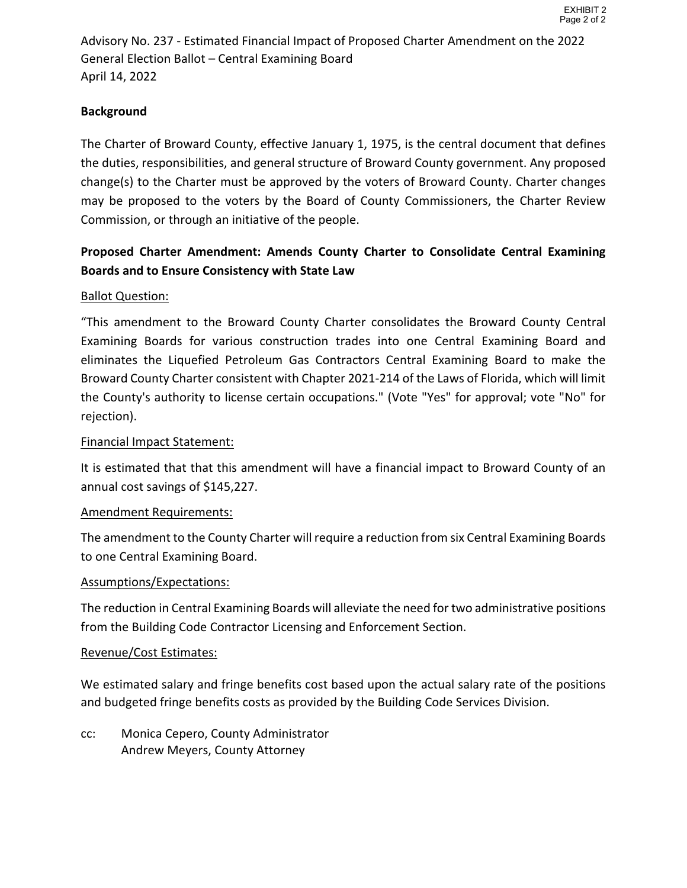Advisory No. 237 - Estimated Financial Impact of Proposed Charter Amendment on the 2022 General Election Ballot – Central Examining Board
April 14, 2022

**Background**

The Charter of Broward County, effective January 1, 1975, is the central document that defines the duties, responsibilities, and general structure of Broward County government. Any proposed change(s) to the Charter must be approved by the voters of Broward County. Charter changes may be proposed to the voters by the Board of County Commissioners, the Charter Review Commission, or through an initiative of the people.

**Proposed Charter Amendment: Amends County Charter to Consolidate Central Examining Boards and to Ensure Consistency with State Law**

Ballot Question:

"This amendment to the Broward County Charter consolidates the Broward County Central Examining Boards for various construction trades into one Central Examining Board and eliminates the Liquefied Petroleum Gas Contractors Central Examining Board to make the Broward County Charter consistent with Chapter 2021-214 of the Laws of Florida, which will limit the County's authority to license certain occupations." (Vote "Yes" for approval; vote "No" for rejection).

Financial Impact Statement:

It is estimated that that this amendment will have a financial impact to Broward County of an annual cost savings of $145,227.

Amendment Requirements:

The amendment to the County Charter will require a reduction from six Central Examining Boards to one Central Examining Board.

Assumptions/Expectations:

The reduction in Central Examining Boards will alleviate the need for two administrative positions from the Building Code Contractor Licensing and Enforcement Section.

Revenue/Cost Estimates:

We estimated salary and fringe benefits cost based upon the actual salary rate of the positions and budgeted fringe benefits costs as provided by the Building Code Services Division.

cc: Monica Cepero, County Administrator
Andrew Meyers, County Attorney